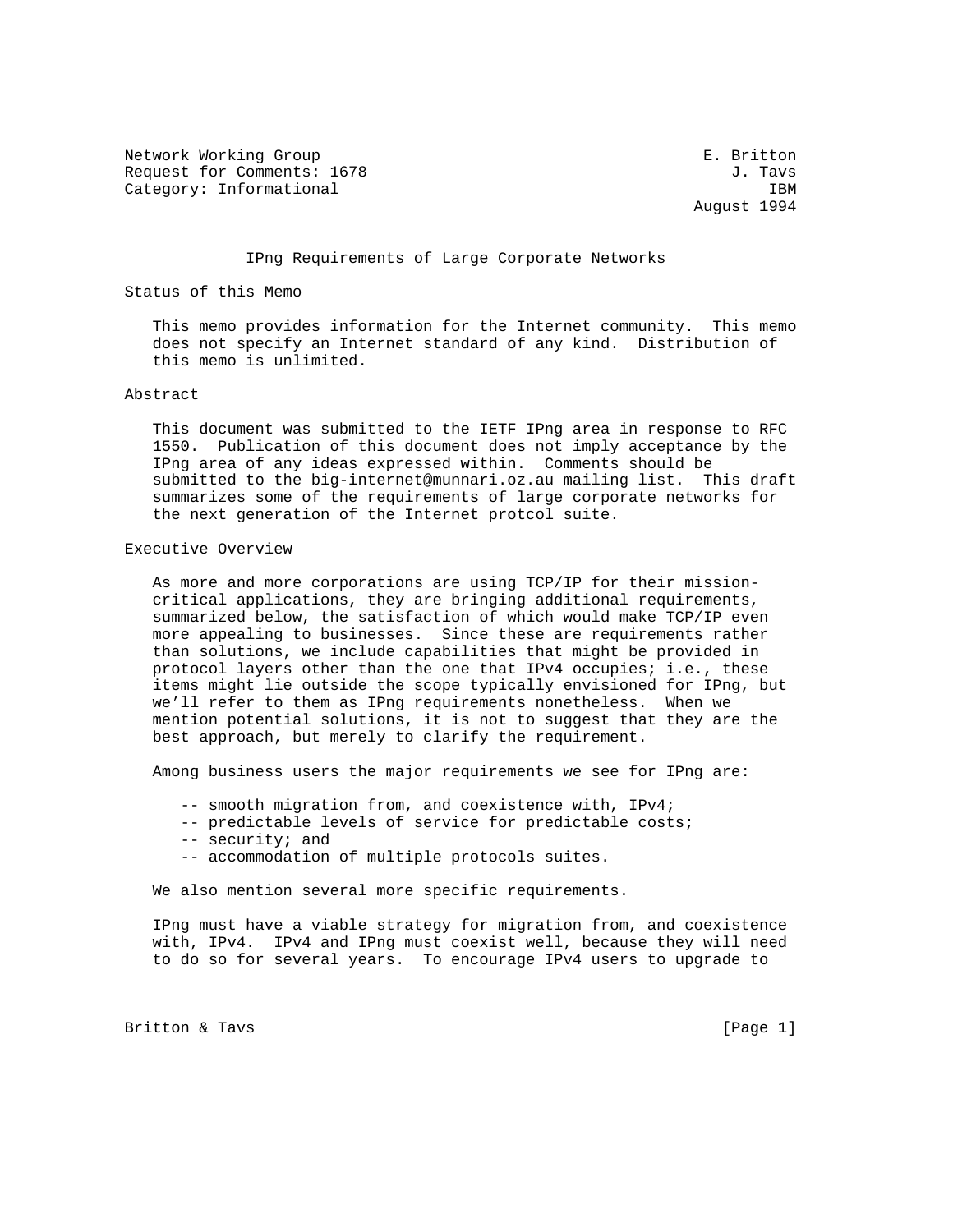Network Working Group E. Britton
Request for Comments: 1678 J. Tavs
Category: Informational IBM
August 1994

# IPng Requirements of Large Corporate Networks

## Status of this Memo

This memo provides information for the Internet community. This memo does not specify an Internet standard of any kind. Distribution of this memo is unlimited.

## Abstract

This document was submitted to the IETF IPng area in response to RFC 1550. Publication of this document does not imply acceptance by the IPng area of any ideas expressed within. Comments should be submitted to the big-internet@munnari.oz.au mailing list. This draft summarizes some of the requirements of large corporate networks for the next generation of the Internet protcol suite.

## Executive Overview

As more and more corporations are using TCP/IP for their mission-critical applications, they are bringing additional requirements, summarized below, the satisfaction of which would make TCP/IP even more appealing to businesses. Since these are requirements rather than solutions, we include capabilities that might be provided in protocol layers other than the one that IPv4 occupies; i.e., these items might lie outside the scope typically envisioned for IPng, but we'll refer to them as IPng requirements nonetheless. When we mention potential solutions, it is not to suggest that they are the best approach, but merely to clarify the requirement.

Among business users the major requirements we see for IPng are:

- -- smooth migration from, and coexistence with, IPv4;
- -- predictable levels of service for predictable costs;
- -- security; and
- -- accommodation of multiple protocols suites.

We also mention several more specific requirements.

IPng must have a viable strategy for migration from, and coexistence with, IPv4. IPv4 and IPng must coexist well, because they will need to do so for several years. To encourage IPv4 users to upgrade to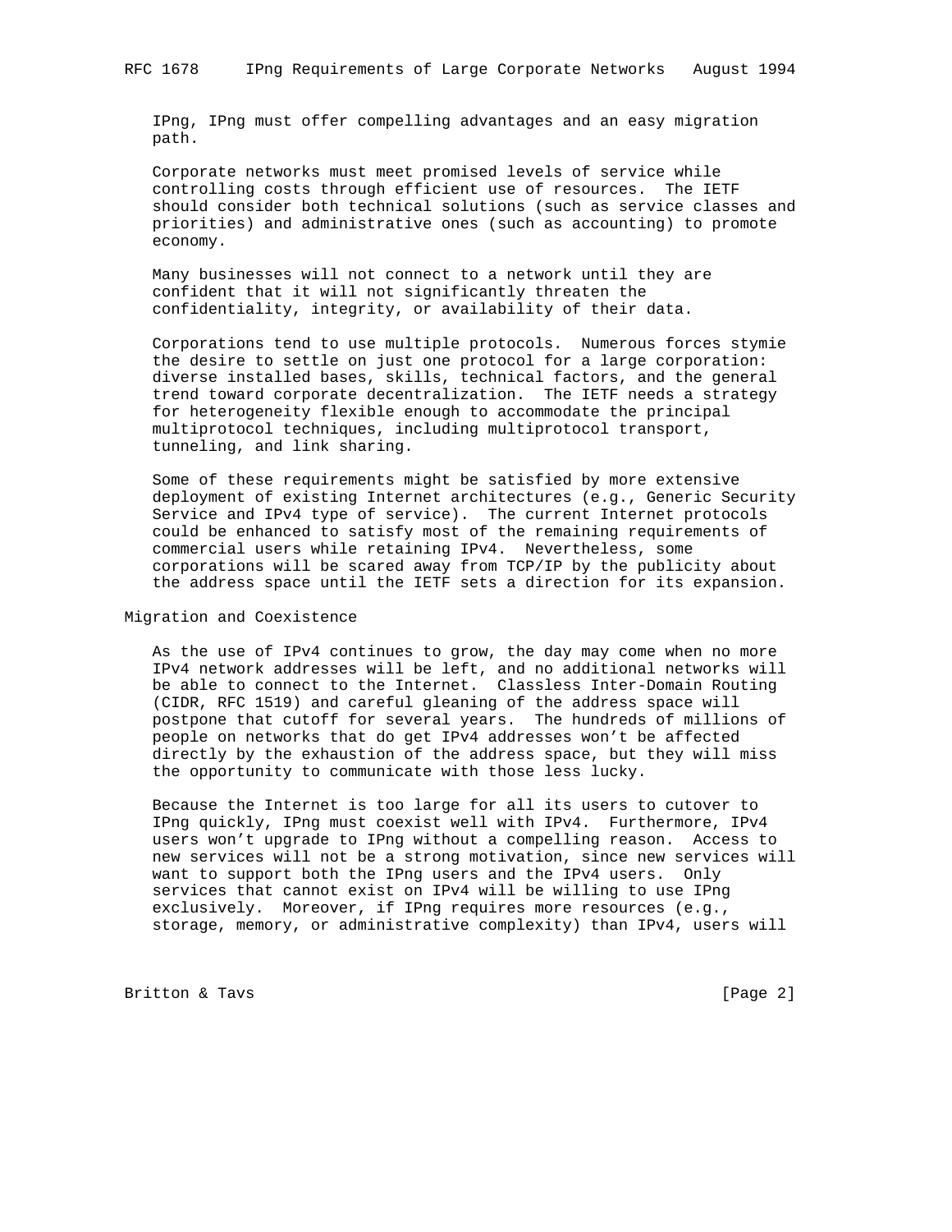IPng, IPng must offer compelling advantages and an easy migration path.

Corporate networks must meet promised levels of service while controlling costs through efficient use of resources. The IETF should consider both technical solutions (such as service classes and priorities) and administrative ones (such as accounting) to promote economy.

Many businesses will not connect to a network until they are confident that it will not significantly threaten the confidentiality, integrity, or availability of their data.

Corporations tend to use multiple protocols. Numerous forces stymie the desire to settle on just one protocol for a large corporation: diverse installed bases, skills, technical factors, and the general trend toward corporate decentralization. The IETF needs a strategy for heterogeneity flexible enough to accommodate the principal multiprotocol techniques, including multiprotocol transport, tunneling, and link sharing.

Some of these requirements might be satisfied by more extensive deployment of existing Internet architectures (e.g., Generic Security Service and IPv4 type of service). The current Internet protocols could be enhanced to satisfy most of the remaining requirements of commercial users while retaining IPv4. Nevertheless, some corporations will be scared away from TCP/IP by the publicity about the address space until the IETF sets a direction for its expansion.

## Migration and Coexistence

As the use of IPv4 continues to grow, the day may come when no more IPv4 network addresses will be left, and no additional networks will be able to connect to the Internet. Classless Inter-Domain Routing (CIDR, RFC 1519) and careful gleaning of the address space will postpone that cutoff for several years. The hundreds of millions of people on networks that do get IPv4 addresses won't be affected directly by the exhaustion of the address space, but they will miss the opportunity to communicate with those less lucky.

Because the Internet is too large for all its users to cutover to IPng quickly, IPng must coexist well with IPv4. Furthermore, IPv4 users won't upgrade to IPng without a compelling reason. Access to new services will not be a strong motivation, since new services will want to support both the IPng users and the IPv4 users. Only services that cannot exist on IPv4 will be willing to use IPng exclusively. Moreover, if IPng requires more resources (e.g., storage, memory, or administrative complexity) than IPv4, users will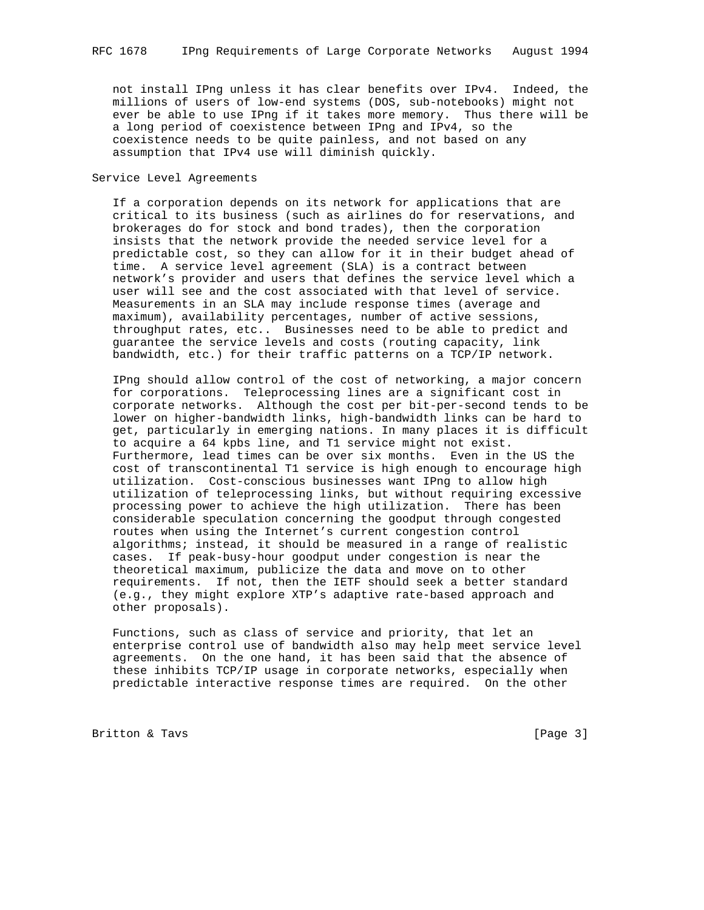not install IPng unless it has clear benefits over IPv4. Indeed, the millions of users of low-end systems (DOS, sub-notebooks) might not ever be able to use IPng if it takes more memory. Thus there will be a long period of coexistence between IPng and IPv4, so the coexistence needs to be quite painless, and not based on any assumption that IPv4 use will diminish quickly.

## Service Level Agreements

If a corporation depends on its network for applications that are critical to its business (such as airlines do for reservations, and brokerages do for stock and bond trades), then the corporation insists that the network provide the needed service level for a predictable cost, so they can allow for it in their budget ahead of time. A service level agreement (SLA) is a contract between network's provider and users that defines the service level which a user will see and the cost associated with that level of service. Measurements in an SLA may include response times (average and maximum), availability percentages, number of active sessions, throughput rates, etc.. Businesses need to be able to predict and guarantee the service levels and costs (routing capacity, link bandwidth, etc.) for their traffic patterns on a TCP/IP network.

IPng should allow control of the cost of networking, a major concern for corporations. Teleprocessing lines are a significant cost in corporate networks. Although the cost per bit-per-second tends to be lower on higher-bandwidth links, high-bandwidth links can be hard to get, particularly in emerging nations. In many places it is difficult to acquire a 64 kpbs line, and T1 service might not exist. Furthermore, lead times can be over six months. Even in the US the cost of transcontinental T1 service is high enough to encourage high utilization. Cost-conscious businesses want IPng to allow high utilization of teleprocessing links, but without requiring excessive processing power to achieve the high utilization. There has been considerable speculation concerning the goodput through congested routes when using the Internet's current congestion control algorithms; instead, it should be measured in a range of realistic cases. If peak-busy-hour goodput under congestion is near the theoretical maximum, publicize the data and move on to other requirements. If not, then the IETF should seek a better standard (e.g., they might explore XTP's adaptive rate-based approach and other proposals).

Functions, such as class of service and priority, that let an enterprise control use of bandwidth also may help meet service level agreements. On the one hand, it has been said that the absence of these inhibits TCP/IP usage in corporate networks, especially when predictable interactive response times are required. On the other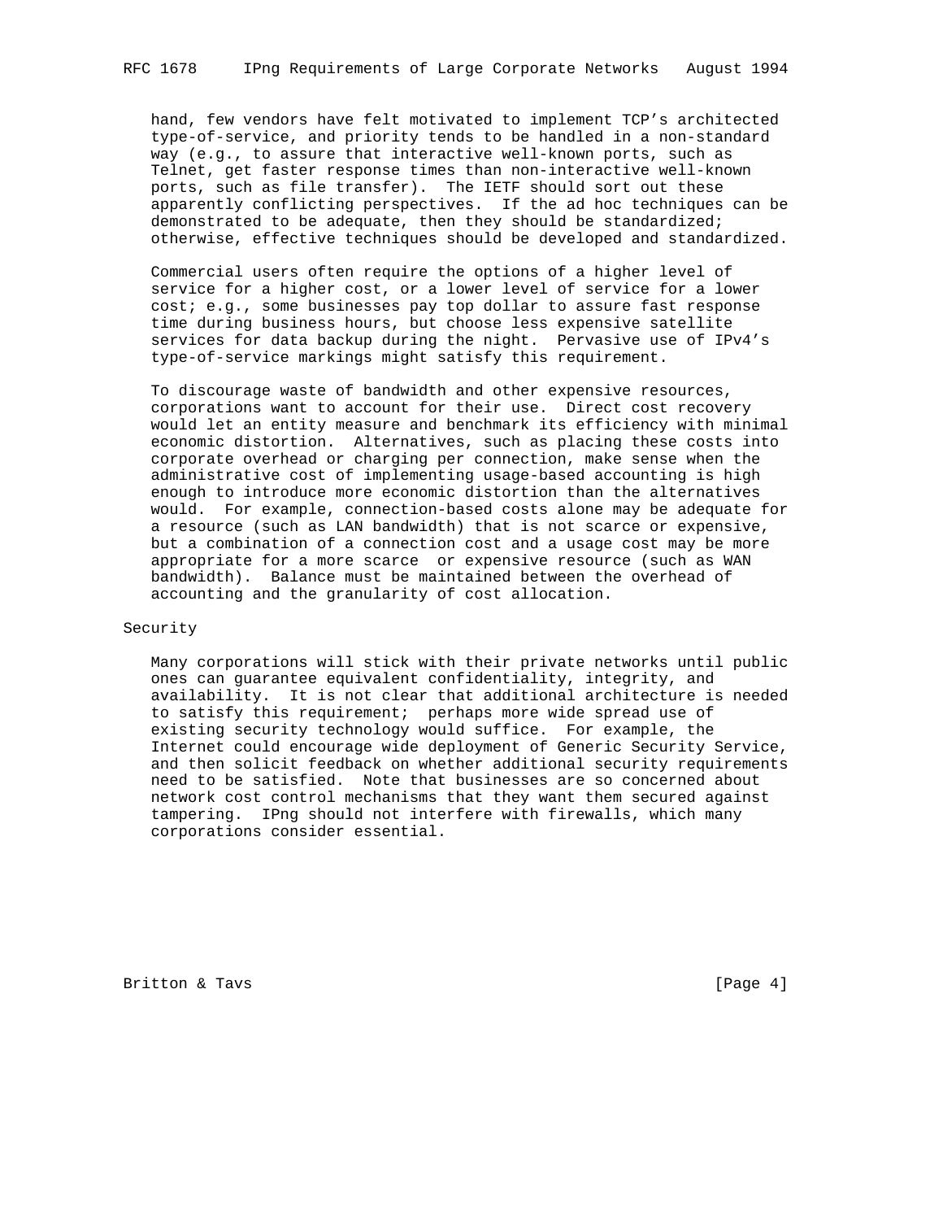hand, few vendors have felt motivated to implement TCP's architected type-of-service, and priority tends to be handled in a non-standard way (e.g., to assure that interactive well-known ports, such as Telnet, get faster response times than non-interactive well-known ports, such as file transfer). The IETF should sort out these apparently conflicting perspectives. If the ad hoc techniques can be demonstrated to be adequate, then they should be standardized; otherwise, effective techniques should be developed and standardized.

Commercial users often require the options of a higher level of service for a higher cost, or a lower level of service for a lower cost; e.g., some businesses pay top dollar to assure fast response time during business hours, but choose less expensive satellite services for data backup during the night. Pervasive use of IPv4's type-of-service markings might satisfy this requirement.

To discourage waste of bandwidth and other expensive resources, corporations want to account for their use. Direct cost recovery would let an entity measure and benchmark its efficiency with minimal economic distortion. Alternatives, such as placing these costs into corporate overhead or charging per connection, make sense when the administrative cost of implementing usage-based accounting is high enough to introduce more economic distortion than the alternatives would. For example, connection-based costs alone may be adequate for a resource (such as LAN bandwidth) that is not scarce or expensive, but a combination of a connection cost and a usage cost may be more appropriate for a more scarce or expensive resource (such as WAN bandwidth). Balance must be maintained between the overhead of accounting and the granularity of cost allocation.

## Security

Many corporations will stick with their private networks until public ones can guarantee equivalent confidentiality, integrity, and availability. It is not clear that additional architecture is needed to satisfy this requirement; perhaps more wide spread use of existing security technology would suffice. For example, the Internet could encourage wide deployment of Generic Security Service, and then solicit feedback on whether additional security requirements need to be satisfied. Note that businesses are so concerned about network cost control mechanisms that they want them secured against tampering. IPng should not interfere with firewalls, which many corporations consider essential.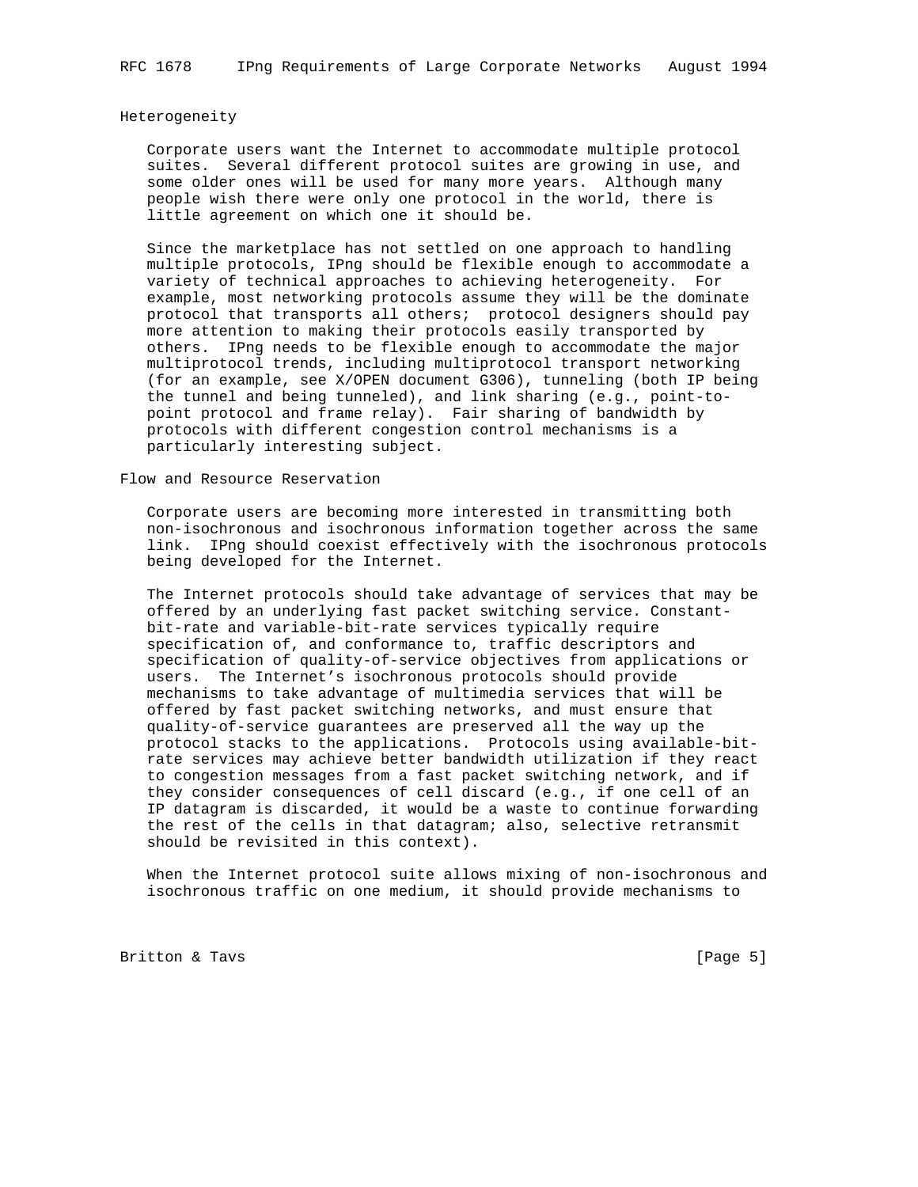## Heterogeneity

Corporate users want the Internet to accommodate multiple protocol suites. Several different protocol suites are growing in use, and some older ones will be used for many more years. Although many people wish there were only one protocol in the world, there is little agreement on which one it should be.

Since the marketplace has not settled on one approach to handling multiple protocols, IPng should be flexible enough to accommodate a variety of technical approaches to achieving heterogeneity. For example, most networking protocols assume they will be the dominate protocol that transports all others; protocol designers should pay more attention to making their protocols easily transported by others. IPng needs to be flexible enough to accommodate the major multiprotocol trends, including multiprotocol transport networking (for an example, see X/OPEN document G306), tunneling (both IP being the tunnel and being tunneled), and link sharing (e.g., point-to-point protocol and frame relay). Fair sharing of bandwidth by protocols with different congestion control mechanisms is a particularly interesting subject.

## Flow and Resource Reservation

Corporate users are becoming more interested in transmitting both non-isochronous and isochronous information together across the same link. IPng should coexist effectively with the isochronous protocols being developed for the Internet.

The Internet protocols should take advantage of services that may be offered by an underlying fast packet switching service. Constant-bit-rate and variable-bit-rate services typically require specification of, and conformance to, traffic descriptors and specification of quality-of-service objectives from applications or users. The Internet's isochronous protocols should provide mechanisms to take advantage of multimedia services that will be offered by fast packet switching networks, and must ensure that quality-of-service guarantees are preserved all the way up the protocol stacks to the applications. Protocols using available-bit-rate services may achieve better bandwidth utilization if they react to congestion messages from a fast packet switching network, and if they consider consequences of cell discard (e.g., if one cell of an IP datagram is discarded, it would be a waste to continue forwarding the rest of the cells in that datagram; also, selective retransmit should be revisited in this context).

When the Internet protocol suite allows mixing of non-isochronous and isochronous traffic on one medium, it should provide mechanisms to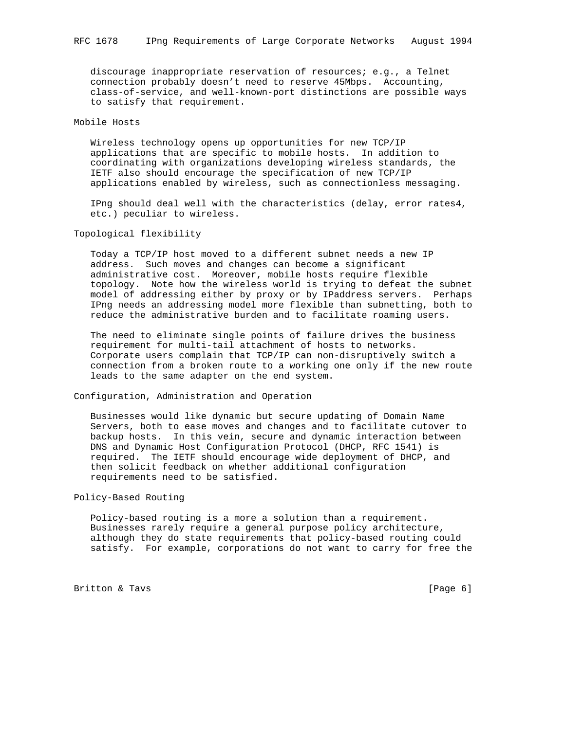discourage inappropriate reservation of resources; e.g., a Telnet connection probably doesn't need to reserve 45Mbps. Accounting, class-of-service, and well-known-port distinctions are possible ways to satisfy that requirement.

## Mobile Hosts

Wireless technology opens up opportunities for new TCP/IP applications that are specific to mobile hosts. In addition to coordinating with organizations developing wireless standards, the IETF also should encourage the specification of new TCP/IP applications enabled by wireless, such as connectionless messaging.

IPng should deal well with the characteristics (delay, error rates4, etc.) peculiar to wireless.

## Topological flexibility

Today a TCP/IP host moved to a different subnet needs a new IP address. Such moves and changes can become a significant administrative cost. Moreover, mobile hosts require flexible topology. Note how the wireless world is trying to defeat the subnet model of addressing either by proxy or by IPaddress servers. Perhaps IPng needs an addressing model more flexible than subnetting, both to reduce the administrative burden and to facilitate roaming users.

The need to eliminate single points of failure drives the business requirement for multi-tail attachment of hosts to networks. Corporate users complain that TCP/IP can non-disruptively switch a connection from a broken route to a working one only if the new route leads to the same adapter on the end system.

## Configuration, Administration and Operation

Businesses would like dynamic but secure updating of Domain Name Servers, both to ease moves and changes and to facilitate cutover to backup hosts. In this vein, secure and dynamic interaction between DNS and Dynamic Host Configuration Protocol (DHCP, RFC 1541) is required. The IETF should encourage wide deployment of DHCP, and then solicit feedback on whether additional configuration requirements need to be satisfied.

## Policy-Based Routing

Policy-based routing is a more a solution than a requirement. Businesses rarely require a general purpose policy architecture, although they do state requirements that policy-based routing could satisfy. For example, corporations do not want to carry for free the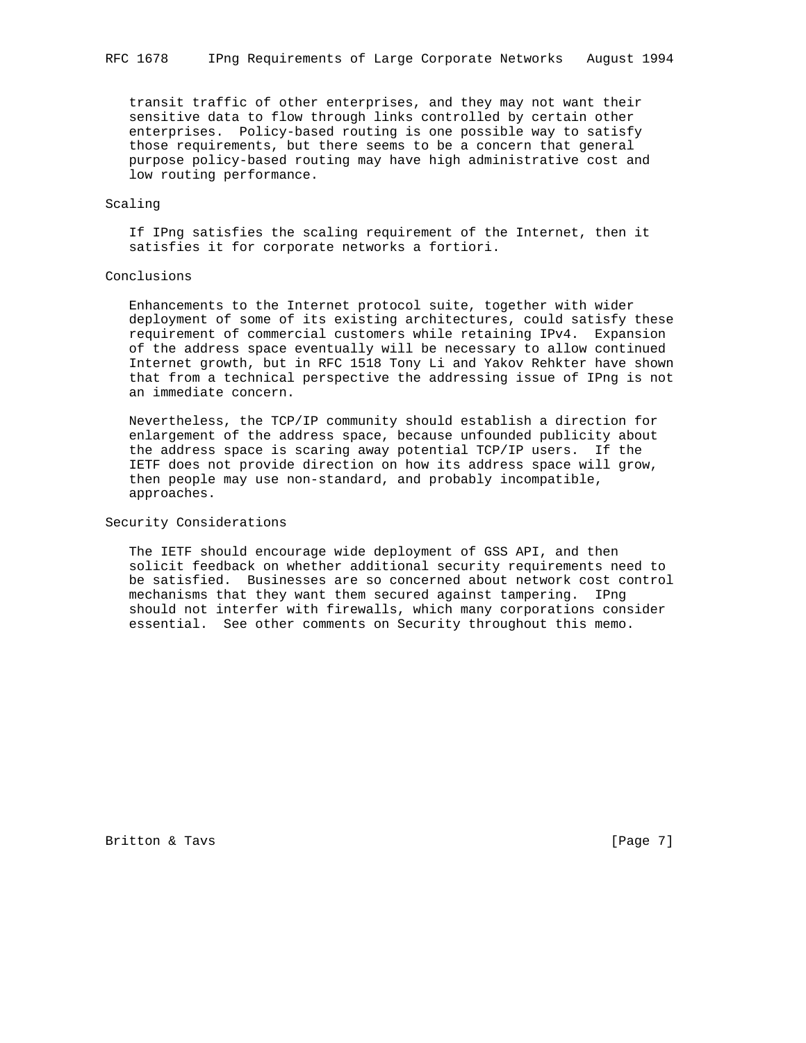transit traffic of other enterprises, and they may not want their sensitive data to flow through links controlled by certain other enterprises. Policy-based routing is one possible way to satisfy those requirements, but there seems to be a concern that general purpose policy-based routing may have high administrative cost and low routing performance.

## Scaling

If IPng satisfies the scaling requirement of the Internet, then it satisfies it for corporate networks a fortiori.

## Conclusions

Enhancements to the Internet protocol suite, together with wider deployment of some of its existing architectures, could satisfy these requirement of commercial customers while retaining IPv4. Expansion of the address space eventually will be necessary to allow continued Internet growth, but in RFC 1518 Tony Li and Yakov Rehkter have shown that from a technical perspective the addressing issue of IPng is not an immediate concern.

Nevertheless, the TCP/IP community should establish a direction for enlargement of the address space, because unfounded publicity about the address space is scaring away potential TCP/IP users. If the IETF does not provide direction on how its address space will grow, then people may use non-standard, and probably incompatible, approaches.

## Security Considerations

The IETF should encourage wide deployment of GSS API, and then solicit feedback on whether additional security requirements need to be satisfied. Businesses are so concerned about network cost control mechanisms that they want them secured against tampering. IPng should not interfer with firewalls, which many corporations consider essential. See other comments on Security throughout this memo.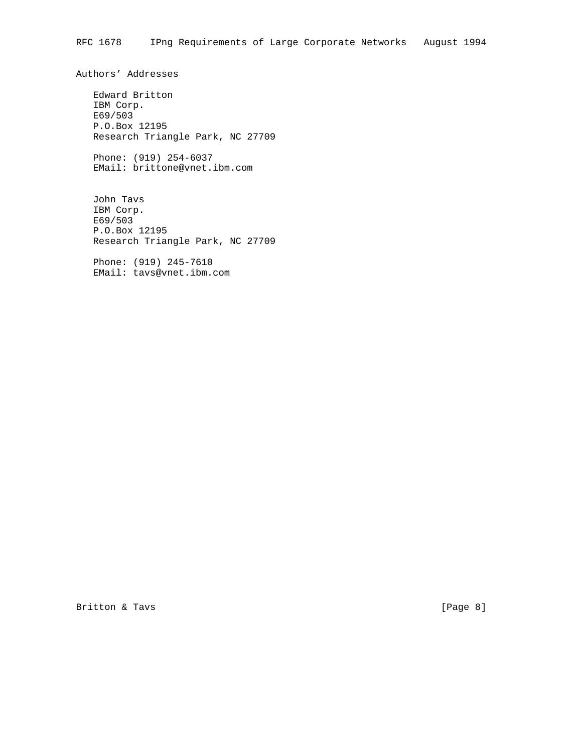## Authors' Addresses

Edward Britton  
IBM Corp.  
E69/503  
P.O.Box 12195  
Research Triangle Park, NC 27709

Phone: (919) 254-6037  
EMail: brittone@vnet.ibm.com

John Tavs  
IBM Corp.  
E69/503  
P.O.Box 12195  
Research Triangle Park, NC 27709

Phone: (919) 245-7610  
EMail: tavs@vnet.ibm.com